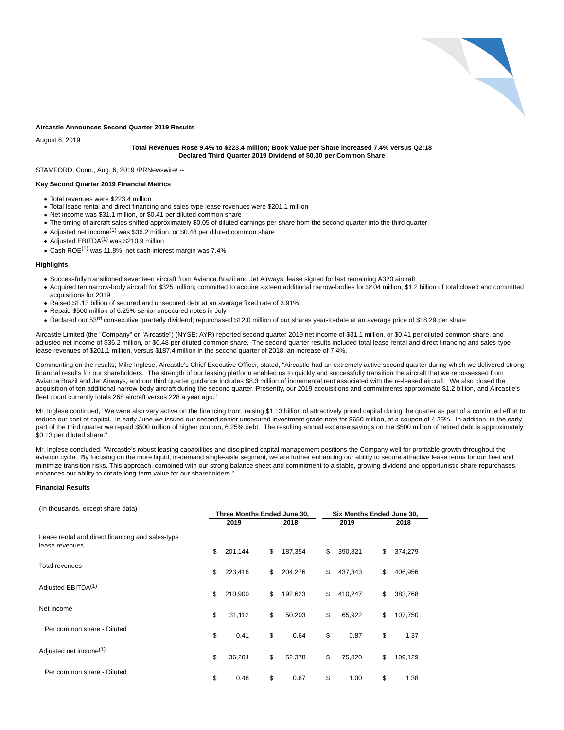**Aircastle Announces Second Quarter 2019 Results**

August 6, 2019

**Total Revenues Rose 9.4% to $223.4 million; Book Value per Share increased 7.4% versus Q2:18**
**Declared Third Quarter 2019 Dividend of $0.30 per Common Share**

STAMFORD, Conn., Aug. 6, 2019 /PRNewswire/ --

**Key Second Quarter 2019 Financial Metrics**

- Total revenues were $223.4 million
- Total lease rental and direct financing and sales-type lease revenues were $201.1 million
- Net income was $31.1 million, or $0.41 per diluted common share
- The timing of aircraft sales shifted approximately $0.05 of diluted earnings per share from the second quarter into the third quarter
- Adjusted net income(1) was $36.2 million, or $0.48 per diluted common share
- Adjusted EBITDA(1) was $210.9 million
- Cash ROE(1) was 11.8%; net cash interest margin was 7.4%

**Highlights**

- Successfully transitioned seventeen aircraft from Avianca Brazil and Jet Airways; lease signed for last remaining A320 aircraft
- Acquired ten narrow-body aircraft for $325 million; committed to acquire sixteen additional narrow-bodies for $404 million; $1.2 billion of total closed and committed acquisitions for 2019
- Raised $1.13 billion of secured and unsecured debt at an average fixed rate of 3.91%
- Repaid $500 million of 6.25% senior unsecured notes in July
- Declared our 53rd consecutive quarterly dividend; repurchased $12.0 million of our shares year-to-date at an average price of $18.29 per share

Aircastle Limited (the "Company" or "Aircastle") (NYSE: AYR) reported second quarter 2019 net income of $31.1 million, or $0.41 per diluted common share, and adjusted net income of $36.2 million, or $0.48 per diluted common share. The second quarter results included total lease rental and direct financing and sales-type lease revenues of $201.1 million, versus $187.4 million in the second quarter of 2018, an increase of 7.4%.

Commenting on the results, Mike Inglese, Aircastle's Chief Executive Officer, stated, "Aircastle had an extremely active second quarter during which we delivered strong financial results for our shareholders. The strength of our leasing platform enabled us to quickly and successfully transition the aircraft that we repossessed from Avianca Brazil and Jet Airways, and our third quarter guidance includes $8.3 million of incremental rent associated with the re-leased aircraft. We also closed the acquisition of ten additional narrow-body aircraft during the second quarter. Presently, our 2019 acquisitions and commitments approximate $1.2 billion, and Aircastle's fleet count currently totals 268 aircraft versus 228 a year ago."

Mr. Inglese continued, "We were also very active on the financing front, raising $1.13 billion of attractively priced capital during the quarter as part of a continued effort to reduce our cost of capital. In early June we issued our second senior unsecured investment grade note for $650 million, at a coupon of 4.25%. In addition, in the early part of the third quarter we repaid $500 million of higher coupon, 6.25% debt. The resulting annual expense savings on the $500 million of retired debt is approximately $0.13 per diluted share."

Mr. Inglese concluded, "Aircastle's robust leasing capabilities and disciplined capital management positions the Company well for profitable growth throughout the aviation cycle. By focusing on the more liquid, in-demand single-aisle segment, we are further enhancing our ability to secure attractive lease terms for our fleet and minimize transition risks. This approach, combined with our strong balance sheet and commitment to a stable, growing dividend and opportunistic share repurchases, enhances our ability to create long-term value for our shareholders."

**Financial Results**

| (In thousands, except share data) | Three Months Ended June 30, | | Six Months Ended June 30, | |
|---|---|---|---|---|
| | 2019 | 2018 | 2019 | 2018 |
| Lease rental and direct financing and sales-type lease revenues | $ 201,144 | $ 187,354 | $ 390,821 | $ 374,279 |
| Total revenues | $ 223,416 | $ 204,276 | $ 437,343 | $ 406,956 |
| Adjusted EBITDA(1) | $ 210,900 | $ 192,623 | $ 410,247 | $ 383,768 |
| Net income | $ 31,112 | $ 50,203 | $ 65,922 | $ 107,750 |
| Per common share - Diluted | $ 0.41 | $ 0.64 | $ 0.87 | $ 1.37 |
| Adjusted net income(1) | $ 36,204 | $ 52,378 | $ 75,820 | $ 109,129 |
| Per common share - Diluted | $ 0.48 | $ 0.67 | $ 1.00 | $ 1.38 |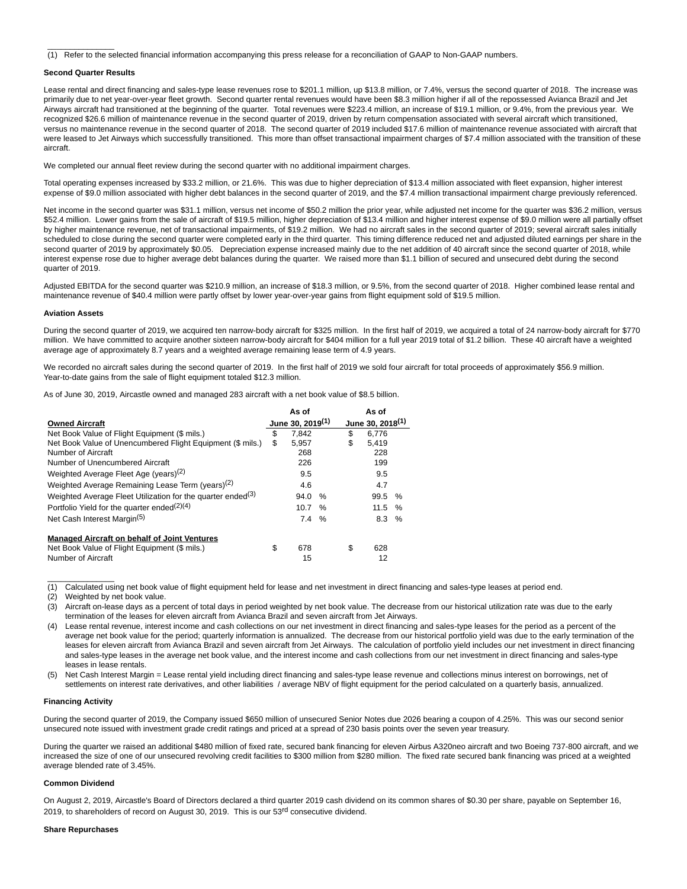(1) Refer to the selected financial information accompanying this press release for a reconciliation of GAAP to Non-GAAP numbers.

**Second Quarter Results**

Lease rental and direct financing and sales-type lease revenues rose to $201.1 million, up $13.8 million, or 7.4%, versus the second quarter of 2018. The increase was primarily due to net year-over-year fleet growth. Second quarter rental revenues would have been $8.3 million higher if all of the repossessed Avianca Brazil and Jet Airways aircraft had transitioned at the beginning of the quarter. Total revenues were $223.4 million, an increase of $19.1 million, or 9.4%, from the previous year. We recognized $26.6 million of maintenance revenue in the second quarter of 2019, driven by return compensation associated with several aircraft which transitioned, versus no maintenance revenue in the second quarter of 2018. The second quarter of 2019 included $17.6 million of maintenance revenue associated with aircraft that were leased to Jet Airways which successfully transitioned. This more than offset transactional impairment charges of $7.4 million associated with the transition of these aircraft.

We completed our annual fleet review during the second quarter with no additional impairment charges.

Total operating expenses increased by $33.2 million, or 21.6%. This was due to higher depreciation of $13.4 million associated with fleet expansion, higher interest expense of $9.0 million associated with higher debt balances in the second quarter of 2019, and the $7.4 million transactional impairment charge previously referenced.

Net income in the second quarter was $31.1 million, versus net income of $50.2 million the prior year, while adjusted net income for the quarter was $36.2 million, versus $52.4 million. Lower gains from the sale of aircraft of $19.5 million, higher depreciation of $13.4 million and higher interest expense of $9.0 million were all partially offset by higher maintenance revenue, net of transactional impairments, of $19.2 million. We had no aircraft sales in the second quarter of 2019; several aircraft sales initially scheduled to close during the second quarter were completed early in the third quarter. This timing difference reduced net and adjusted diluted earnings per share in the second quarter of 2019 by approximately $0.05. Depreciation expense increased mainly due to the net addition of 40 aircraft since the second quarter of 2018, while interest expense rose due to higher average debt balances during the quarter. We raised more than $1.1 billion of secured and unsecured debt during the second quarter of 2019.

Adjusted EBITDA for the second quarter was $210.9 million, an increase of $18.3 million, or 9.5%, from the second quarter of 2018. Higher combined lease rental and maintenance revenue of $40.4 million were partly offset by lower year-over-year gains from flight equipment sold of $19.5 million.

**Aviation Assets**

During the second quarter of 2019, we acquired ten narrow-body aircraft for $325 million. In the first half of 2019, we acquired a total of 24 narrow-body aircraft for $770 million. We have committed to acquire another sixteen narrow-body aircraft for $404 million for a full year 2019 total of $1.2 billion. These 40 aircraft have a weighted average age of approximately 8.7 years and a weighted average remaining lease term of 4.9 years.

We recorded no aircraft sales during the second quarter of 2019. In the first half of 2019 we sold four aircraft for total proceeds of approximately $56.9 million. Year-to-date gains from the sale of flight equipment totaled $12.3 million.

As of June 30, 2019, Aircastle owned and managed 283 aircraft with a net book value of $8.5 billion.

| **Owned Aircraft** | **As of June 30, 2019[(1)]** | **As of June 30, 2018[(1)]** |
|---|---|---|
| Net Book Value of Flight Equipment ($ mils.) | $ 7,842 | $ 6,776 |
| Net Book Value of Unencumbered Flight Equipment ($ mils.) | $ 5,957 | $ 5,419 |
| Number of Aircraft | 268 | 228 |
| Number of Unencumbered Aircraft | 226 | 199 |
| Weighted Average Fleet Age (years)[(2)] | 9.5 | 9.5 |
| Weighted Average Remaining Lease Term (years)[(2)] | 4.6 | 4.7 |
| Weighted Average Fleet Utilization for the quarter ended[(3)] | 94.0 % | 99.5 % |
| Portfolio Yield for the quarter ended[(2)(4)] | 10.7 % | 11.5 % |
| Net Cash Interest Margin[(5)] | 7.4 % | 8.3 % |
| | | |
| **Managed Aircraft on behalf of Joint Ventures** | | |
| Net Book Value of Flight Equipment ($ mils.) | $ 678 | $ 628 |
| Number of Aircraft | 15 | 12 |

(1) Calculated using net book value of flight equipment held for lease and net investment in direct financing and sales-type leases at period end.

(2) Weighted by net book value.

(3) Aircraft on-lease days as a percent of total days in period weighted by net book value. The decrease from our historical utilization rate was due to the early termination of the leases for eleven aircraft from Avianca Brazil and seven aircraft from Jet Airways.

(4) Lease rental revenue, interest income and cash collections on our net investment in direct financing and sales-type leases for the period as a percent of the average net book value for the period; quarterly information is annualized. The decrease from our historical portfolio yield was due to the early termination of the leases for eleven aircraft from Avianca Brazil and seven aircraft from Jet Airways. The calculation of portfolio yield includes our net investment in direct financing and sales-type leases in the average net book value, and the interest income and cash collections from our net investment in direct financing and sales-type leases in lease rentals.

(5) Net Cash Interest Margin = Lease rental yield including direct financing and sales-type lease revenue and collections minus interest on borrowings, net of settlements on interest rate derivatives, and other liabilities / average NBV of flight equipment for the period calculated on a quarterly basis, annualized.

**Financing Activity**

During the second quarter of 2019, the Company issued $650 million of unsecured Senior Notes due 2026 bearing a coupon of 4.25%. This was our second senior unsecured note issued with investment grade credit ratings and priced at a spread of 230 basis points over the seven year treasury.

During the quarter we raised an additional $480 million of fixed rate, secured bank financing for eleven Airbus A320neo aircraft and two Boeing 737-800 aircraft, and we increased the size of one of our unsecured revolving credit facilities to $300 million from $280 million. The fixed rate secured bank financing was priced at a weighted average blended rate of 3.45%.

**Common Dividend**

On August 2, 2019, Aircastle's Board of Directors declared a third quarter 2019 cash dividend on its common shares of $0.30 per share, payable on September 16, 2019, to shareholders of record on August 30, 2019. This is our 53rd consecutive dividend.

**Share Repurchases**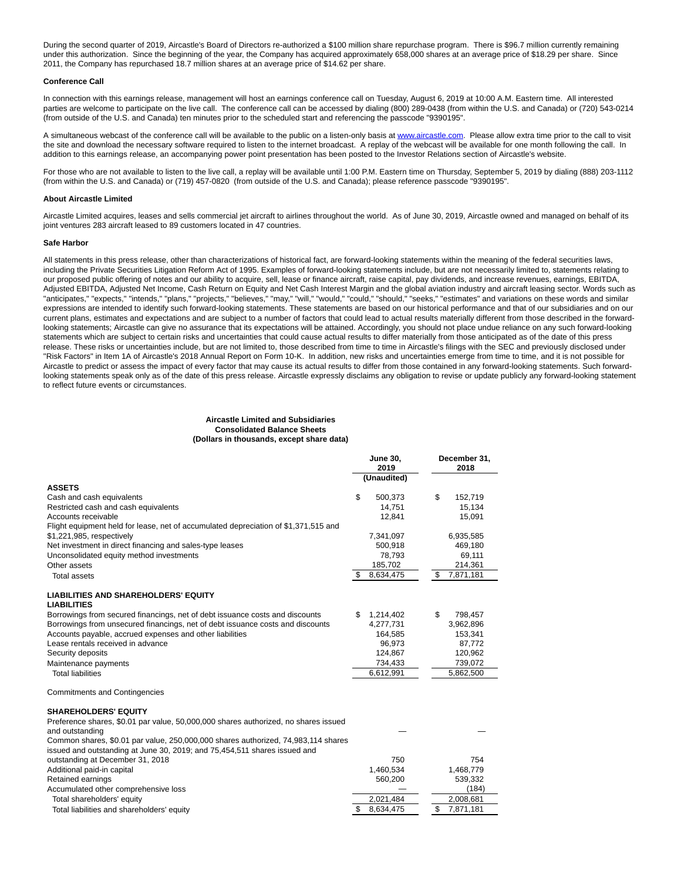During the second quarter of 2019, Aircastle's Board of Directors re-authorized a $100 million share repurchase program. There is $96.7 million currently remaining under this authorization. Since the beginning of the year, the Company has acquired approximately 658,000 shares at an average price of $18.29 per share. Since 2011, the Company has repurchased 18.7 million shares at an average price of $14.62 per share.

**Conference Call**

In connection with this earnings release, management will host an earnings conference call on Tuesday, August 6, 2019 at 10:00 A.M. Eastern time. All interested parties are welcome to participate on the live call. The conference call can be accessed by dialing (800) 289-0438 (from within the U.S. and Canada) or (720) 543-0214 (from outside of the U.S. and Canada) ten minutes prior to the scheduled start and referencing the passcode "9390195".

A simultaneous webcast of the conference call will be available to the public on a listen-only basis at www.aircastle.com. Please allow extra time prior to the call to visit the site and download the necessary software required to listen to the internet broadcast. A replay of the webcast will be available for one month following the call. In addition to this earnings release, an accompanying power point presentation has been posted to the Investor Relations section of Aircastle's website.

For those who are not available to listen to the live call, a replay will be available until 1:00 P.M. Eastern time on Thursday, September 5, 2019 by dialing (888) 203-1112 (from within the U.S. and Canada) or (719) 457-0820 (from outside of the U.S. and Canada); please reference passcode "9390195".

**About Aircastle Limited**

Aircastle Limited acquires, leases and sells commercial jet aircraft to airlines throughout the world. As of June 30, 2019, Aircastle owned and managed on behalf of its joint ventures 283 aircraft leased to 89 customers located in 47 countries.

**Safe Harbor**

All statements in this press release, other than characterizations of historical fact, are forward-looking statements within the meaning of the federal securities laws, including the Private Securities Litigation Reform Act of 1995. Examples of forward-looking statements include, but are not necessarily limited to, statements relating to our proposed public offering of notes and our ability to acquire, sell, lease or finance aircraft, raise capital, pay dividends, and increase revenues, earnings, EBITDA, Adjusted EBITDA, Adjusted Net Income, Cash Return on Equity and Net Cash Interest Margin and the global aviation industry and aircraft leasing sector. Words such as "anticipates," "expects," "intends," "plans," "projects," "believes," "may," "will," "would," "could," "should," "seeks," "estimates" and variations on these words and similar expressions are intended to identify such forward-looking statements. These statements are based on our historical performance and that of our subsidiaries and on our current plans, estimates and expectations and are subject to a number of factors that could lead to actual results materially different from those described in the forward-looking statements; Aircastle can give no assurance that its expectations will be attained. Accordingly, you should not place undue reliance on any such forward-looking statements which are subject to certain risks and uncertainties that could cause actual results to differ materially from those anticipated as of the date of this press release. These risks or uncertainties include, but are not limited to, those described from time to time in Aircastle's filings with the SEC and previously disclosed under "Risk Factors" in Item 1A of Aircastle's 2018 Annual Report on Form 10-K. In addition, new risks and uncertainties emerge from time to time, and it is not possible for Aircastle to predict or assess the impact of every factor that may cause its actual results to differ from those contained in any forward-looking statements. Such forward-looking statements speak only as of the date of this press release. Aircastle expressly disclaims any obligation to revise or update publicly any forward-looking statement to reflect future events or circumstances.

**Aircastle Limited and Subsidiaries**
**Consolidated Balance Sheets**
**(Dollars in thousands, except share data)**

| | June 30, 2019 (Unaudited) | December 31, 2018 |
|---|---|---|
| **ASSETS** | | |
| Cash and cash equivalents | $ 500,373 | $ 152,719 |
| Restricted cash and cash equivalents | 14,751 | 15,134 |
| Accounts receivable | 12,841 | 15,091 |
| Flight equipment held for lease, net of accumulated depreciation of $1,371,515 and $1,221,985, respectively | 7,341,097 | 6,935,585 |
| Net investment in direct financing and sales-type leases | 500,918 | 469,180 |
| Unconsolidated equity method investments | 78,793 | 69,111 |
| Other assets | 185,702 | 214,361 |
| Total assets | $ 8,634,475 | $ 7,871,181 |
| **LIABILITIES AND SHAREHOLDERS' EQUITY** | | |
| **LIABILITIES** | | |
| Borrowings from secured financings, net of debt issuance costs and discounts | $ 1,214,402 | $ 798,457 |
| Borrowings from unsecured financings, net of debt issuance costs and discounts | 4,277,731 | 3,962,896 |
| Accounts payable, accrued expenses and other liabilities | 164,585 | 153,341 |
| Lease rentals received in advance | 96,973 | 87,772 |
| Security deposits | 124,867 | 120,962 |
| Maintenance payments | 734,433 | 739,072 |
| Total liabilities | 6,612,991 | 5,862,500 |
| Commitments and Contingencies | | |
| **SHAREHOLDERS' EQUITY** | | |
| Preference shares, $0.01 par value, 50,000,000 shares authorized, no shares issued and outstanding | — | — |
| Common shares, $0.01 par value, 250,000,000 shares authorized, 74,983,114 shares issued and outstanding at June 30, 2019; and 75,454,511 shares issued and outstanding at December 31, 2018 | 750 | 754 |
| Additional paid-in capital | 1,460,534 | 1,468,779 |
| Retained earnings | 560,200 | 539,332 |
| Accumulated other comprehensive loss | — | (184) |
| Total shareholders' equity | 2,021,484 | 2,008,681 |
| Total liabilities and shareholders' equity | $ 8,634,475 | $ 7,871,181 |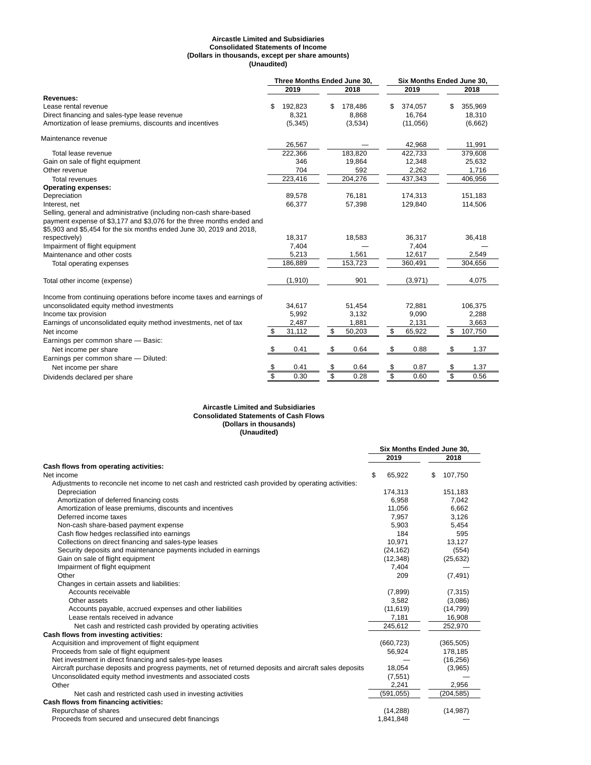**Aircastle Limited and Subsidiaries**
**Consolidated Statements of Income**
**(Dollars in thousands, except per share amounts)**
**(Unaudited)**

| | Three Months Ended June 30, | | Six Months Ended June 30, | |
|---|---|---|---|---|
| | 2019 | 2018 | 2019 | 2018 |
| **Revenues:** | | | | |
| Lease rental revenue | $ 192,823 | $ 178,486 | $ 374,057 | $ 355,969 |
| Direct financing and sales-type lease revenue | 8,321 | 8,868 | 16,764 | 18,310 |
| Amortization of lease premiums, discounts and incentives | (5,345) | (3,534) | (11,056) | (6,662) |
| Maintenance revenue | 26,567 | — | 42,968 | 11,991 |
| Total lease revenue | 222,366 | 183,820 | 422,733 | 379,608 |
| Gain on sale of flight equipment | 346 | 19,864 | 12,348 | 25,632 |
| Other revenue | 704 | 592 | 2,262 | 1,716 |
| Total revenues | 223,416 | 204,276 | 437,343 | 406,956 |
| **Operating expenses:** | | | | |
| Depreciation | 89,578 | 76,181 | 174,313 | 151,183 |
| Interest, net | 66,377 | 57,398 | 129,840 | 114,506 |
| Selling, general and administrative (including non-cash share-based payment expense of $3,177 and $3,076 for the three months ended and $5,903 and $5,454 for the six months ended June 30, 2019 and 2018, respectively) | 18,317 | 18,583 | 36,317 | 36,418 |
| Impairment of flight equipment | 7,404 | — | 7,404 | — |
| Maintenance and other costs | 5,213 | 1,561 | 12,617 | 2,549 |
| Total operating expenses | 186,889 | 153,723 | 360,491 | 304,656 |
| Total other income (expense) | (1,910) | 901 | (3,971) | 4,075 |
| Income from continuing operations before income taxes and earnings of unconsolidated equity method investments | 34,617 | 51,454 | 72,881 | 106,375 |
| Income tax provision | 5,992 | 3,132 | 9,090 | 2,288 |
| Earnings of unconsolidated equity method investments, net of tax | 2,487 | 1,881 | 2,131 | 3,663 |
| Net income | $ 31,112 | $ 50,203 | $ 65,922 | $ 107,750 |
| Earnings per common share — Basic: | | | | |
| Net income per share | $ 0.41 | $ 0.64 | $ 0.88 | $ 1.37 |
| Earnings per common share — Diluted: | | | | |
| Net income per share | $ 0.41 | $ 0.64 | $ 0.87 | $ 1.37 |
| Dividends declared per share | $ 0.30 | $ 0.28 | $ 0.60 | $ 0.56 |

**Aircastle Limited and Subsidiaries**
**Consolidated Statements of Cash Flows**
**(Dollars in thousands)**
**(Unaudited)**

| | Six Months Ended June 30, | |
|---|---|---|
| | 2019 | 2018 |
| **Cash flows from operating activities:** | | |
| Net income | $ 65,922 | $ 107,750 |
| Adjustments to reconcile net income to net cash and restricted cash provided by operating activities: | | |
| Depreciation | 174,313 | 151,183 |
| Amortization of deferred financing costs | 6,958 | 7,042 |
| Amortization of lease premiums, discounts and incentives | 11,056 | 6,662 |
| Deferred income taxes | 7,957 | 3,126 |
| Non-cash share-based payment expense | 5,903 | 5,454 |
| Cash flow hedges reclassified into earnings | 184 | 595 |
| Collections on direct financing and sales-type leases | 10,971 | 13,127 |
| Security deposits and maintenance payments included in earnings | (24,162) | (554) |
| Gain on sale of flight equipment | (12,348) | (25,632) |
| Impairment of flight equipment | 7,404 | — |
| Other | 209 | (7,491) |
| Changes in certain assets and liabilities: | | |
| Accounts receivable | (7,899) | (7,315) |
| Other assets | 3,582 | (3,086) |
| Accounts payable, accrued expenses and other liabilities | (11,619) | (14,799) |
| Lease rentals received in advance | 7,181 | 16,908 |
| Net cash and restricted cash provided by operating activities | 245,612 | 252,970 |
| **Cash flows from investing activities:** | | |
| Acquisition and improvement of flight equipment | (660,723) | (365,505) |
| Proceeds from sale of flight equipment | 56,924 | 178,185 |
| Net investment in direct financing and sales-type leases | — | (16,256) |
| Aircraft purchase deposits and progress payments, net of returned deposits and aircraft sales deposits | 18,054 | (3,965) |
| Unconsolidated equity method investments and associated costs | (7,551) | — |
| Other | 2,241 | 2,956 |
| Net cash and restricted cash used in investing activities | (591,055) | (204,585) |
| **Cash flows from financing activities:** | | |
| Repurchase of shares | (14,288) | (14,987) |
| Proceeds from secured and unsecured debt financings | 1,841,848 | — |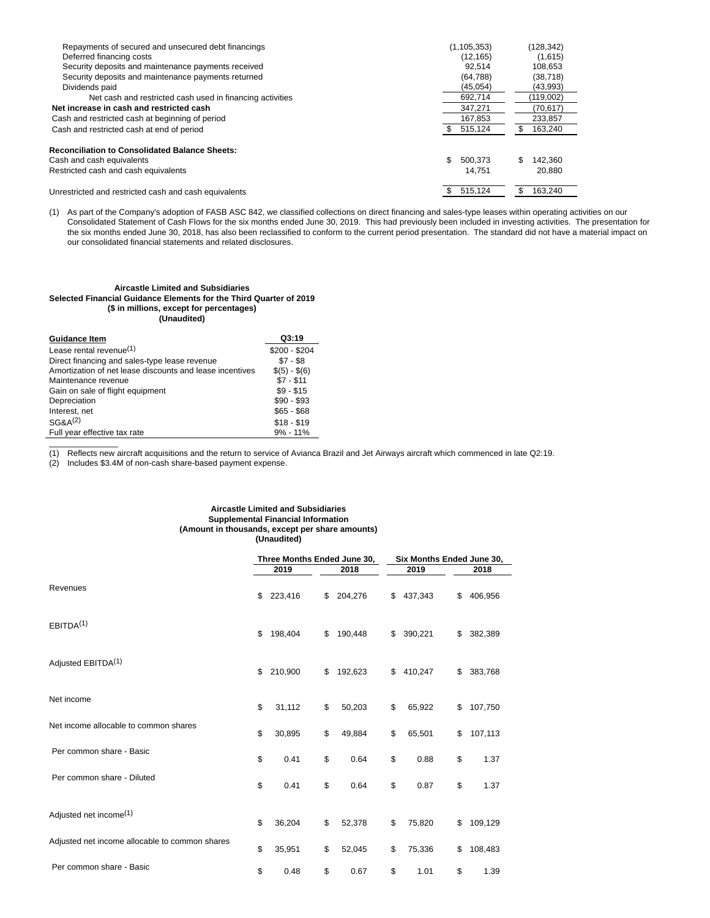| | | |
|---|---|---|
| Repayments of secured and unsecured debt financings | (1,105,353) | (128,342) |
| Deferred financing costs | (12,165) | (1,615) |
| Security deposits and maintenance payments received | 92,514 | 108,653 |
| Security deposits and maintenance payments returned | (64,788) | (38,718) |
| Dividends paid | (45,054) | (43,993) |
| Net cash and restricted cash used in financing activities | 692,714 | (119,002) |
| **Net increase in cash and restricted cash** | 347,271 | (70,617) |
| Cash and restricted cash at beginning of period | 167,853 | 233,857 |
| Cash and restricted cash at end of period | $ 515,124 | $ 163,240 |
| | | |
| **Reconciliation to Consolidated Balance Sheets:** | | |
| Cash and cash equivalents | $ 500,373 | $ 142,360 |
| Restricted cash and cash equivalents | 14,751 | 20,880 |
| | | |
| Unrestricted and restricted cash and cash equivalents | $ 515,124 | $ 163,240 |

(1) As part of the Company's adoption of FASB ASC 842, we classified collections on direct financing and sales-type leases within operating activities on our Consolidated Statement of Cash Flows for the six months ended June 30, 2019. This had previously been included in investing activities. The presentation for the six months ended June 30, 2018, has also been reclassified to conform to the current period presentation. The standard did not have a material impact on our consolidated financial statements and related disclosures.

**Aircastle Limited and Subsidiaries**
**Selected Financial Guidance Elements for the Third Quarter of 2019**
**($ in millions, except for percentages)**
**(Unaudited)**

| Guidance Item | Q3:19 |
|---|---|
| Lease rental revenue(1) | $200 - $204 |
| Direct financing and sales-type lease revenue | $7 - $8 |
| Amortization of net lease discounts and lease incentives | $(5) - $(6) |
| Maintenance revenue | $7 - $11 |
| Gain on sale of flight equipment | $9 - $15 |
| Depreciation | $90 - $93 |
| Interest, net | $65 - $68 |
| SG&A(2) | $18 - $19 |
| Full year effective tax rate | 9% - 11% |

(1) Reflects new aircraft acquisitions and the return to service of Avianca Brazil and Jet Airways aircraft which commenced in late Q2:19.
(2) Includes $3.4M of non-cash share-based payment expense.

**Aircastle Limited and Subsidiaries**
**Supplemental Financial Information**
**(Amount in thousands, except per share amounts)**
**(Unaudited)**

| | Three Months Ended June 30, | | Six Months Ended June 30, | |
|---|---|---|---|---|
| | 2019 | 2018 | 2019 | 2018 |
| Revenues | $ 223,416 | $ 204,276 | $ 437,343 | $ 406,956 |
| EBITDA(1) | $ 198,404 | $ 190,448 | $ 390,221 | $ 382,389 |
| Adjusted EBITDA(1) | $ 210,900 | $ 192,623 | $ 410,247 | $ 383,768 |
| Net income | $ 31,112 | $ 50,203 | $ 65,922 | $ 107,750 |
| Net income allocable to common shares | $ 30,895 | $ 49,884 | $ 65,501 | $ 107,113 |
| Per common share - Basic | $ 0.41 | $ 0.64 | $ 0.88 | $ 1.37 |
| Per common share - Diluted | $ 0.41 | $ 0.64 | $ 0.87 | $ 1.37 |
| Adjusted net income(1) | $ 36,204 | $ 52,378 | $ 75,820 | $ 109,129 |
| Adjusted net income allocable to common shares | $ 35,951 | $ 52,045 | $ 75,336 | $ 108,483 |
| Per common share - Basic | $ 0.48 | $ 0.67 | $ 1.01 | $ 1.39 |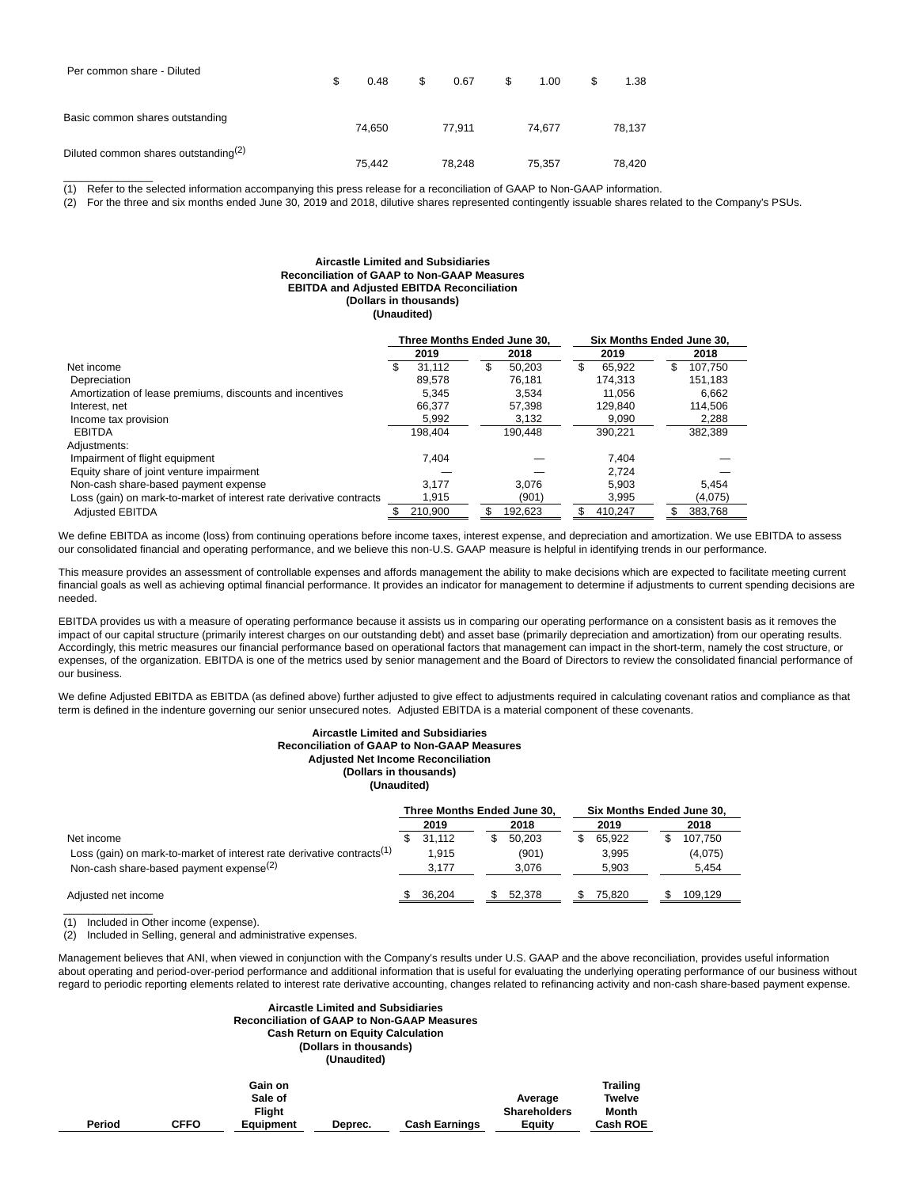| | | | | |
|---|---|---|---|---|
| Per common share - Diluted | $ 0.48 | $ 0.67 | $ 1.00 | $ 1.38 |
| Basic common shares outstanding | 74,650 | 77,911 | 74,677 | 78,137 |
| Diluted common shares outstanding(2) | 75,442 | 78,248 | 75,357 | 78,420 |

(1) Refer to the selected information accompanying this press release for a reconciliation of GAAP to Non-GAAP information.

(2) For the three and six months ended June 30, 2019 and 2018, dilutive shares represented contingently issuable shares related to the Company's PSUs.

**Aircastle Limited and Subsidiaries**
**Reconciliation of GAAP to Non-GAAP Measures**
**EBITDA and Adjusted EBITDA Reconciliation**
**(Dollars in thousands)**
**(Unaudited)**

| | Three Months Ended June 30, | | Six Months Ended June 30, | |
|---|---|---|---|---|
| | 2019 | 2018 | 2019 | 2018 |
| Net income | $ 31,112 | $ 50,203 | $ 65,922 | $ 107,750 |
| Depreciation | 89,578 | 76,181 | 174,313 | 151,183 |
| Amortization of lease premiums, discounts and incentives | 5,345 | 3,534 | 11,056 | 6,662 |
| Interest, net | 66,377 | 57,398 | 129,840 | 114,506 |
| Income tax provision | 5,992 | 3,132 | 9,090 | 2,288 |
| EBITDA | 198,404 | 190,448 | 390,221 | 382,389 |
| Adjustments: | | | | |
| Impairment of flight equipment | 7,404 | — | 7,404 | — |
| Equity share of joint venture impairment | — | — | 2,724 | — |
| Non-cash share-based payment expense | 3,177 | 3,076 | 5,903 | 5,454 |
| Loss (gain) on mark-to-market of interest rate derivative contracts | 1,915 | (901) | 3,995 | (4,075) |
| Adjusted EBITDA | $ 210,900 | $ 192,623 | $ 410,247 | $ 383,768 |

We define EBITDA as income (loss) from continuing operations before income taxes, interest expense, and depreciation and amortization. We use EBITDA to assess our consolidated financial and operating performance, and we believe this non-U.S. GAAP measure is helpful in identifying trends in our performance.

This measure provides an assessment of controllable expenses and affords management the ability to make decisions which are expected to facilitate meeting current financial goals as well as achieving optimal financial performance. It provides an indicator for management to determine if adjustments to current spending decisions are needed.

EBITDA provides us with a measure of operating performance because it assists us in comparing our operating performance on a consistent basis as it removes the impact of our capital structure (primarily interest charges on our outstanding debt) and asset base (primarily depreciation and amortization) from our operating results. Accordingly, this metric measures our financial performance based on operational factors that management can impact in the short-term, namely the cost structure, or expenses, of the organization. EBITDA is one of the metrics used by senior management and the Board of Directors to review the consolidated financial performance of our business.

We define Adjusted EBITDA as EBITDA (as defined above) further adjusted to give effect to adjustments required in calculating covenant ratios and compliance as that term is defined in the indenture governing our senior unsecured notes. Adjusted EBITDA is a material component of these covenants.

**Aircastle Limited and Subsidiaries**
**Reconciliation of GAAP to Non-GAAP Measures**
**Adjusted Net Income Reconciliation**
**(Dollars in thousands)**
**(Unaudited)**

| | Three Months Ended June 30, | | Six Months Ended June 30, | |
|---|---|---|---|---|
| | 2019 | 2018 | 2019 | 2018 |
| Net income | $ 31,112 | $ 50,203 | $ 65,922 | $ 107,750 |
| Loss (gain) on mark-to-market of interest rate derivative contracts(1) | 1,915 | (901) | 3,995 | (4,075) |
| Non-cash share-based payment expense(2) | 3,177 | 3,076 | 5,903 | 5,454 |
| Adjusted net income | $ 36,204 | $ 52,378 | $ 75,820 | $ 109,129 |

(1) Included in Other income (expense).

(2) Included in Selling, general and administrative expenses.

Management believes that ANI, when viewed in conjunction with the Company's results under U.S. GAAP and the above reconciliation, provides useful information about operating and period-over-period performance and additional information that is useful for evaluating the underlying operating performance of our business without regard to periodic reporting elements related to interest rate derivative accounting, changes related to refinancing activity and non-cash share-based payment expense.

**Aircastle Limited and Subsidiaries**
**Reconciliation of GAAP to Non-GAAP Measures**
**Cash Return on Equity Calculation**
**(Dollars in thousands)**
**(Unaudited)**

| Period | CFFO | Gain on Sale of Flight Equipment | Deprec. | Cash Earnings | Average Shareholders Equity | Trailing Twelve Month Cash ROE |
|---|---|---|---|---|---|---|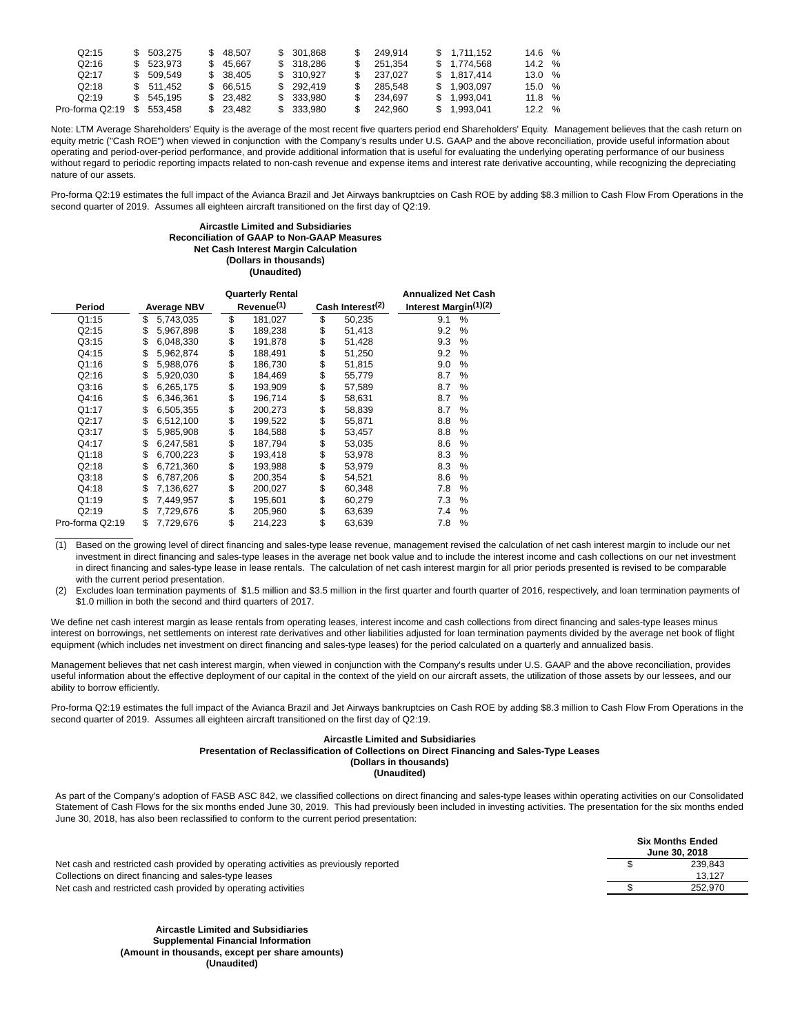| | | | | | | |
|---|---|---|---|---|---|---|
| Q2:15 | $ 503,275 | $ 48,507 | $ 301,868 | $ 249,914 | $ 1,711,152 | 14.6 % |
| Q2:16 | $ 523,973 | $ 45,667 | $ 318,286 | $ 251,354 | $ 1,774,568 | 14.2 % |
| Q2:17 | $ 509,549 | $ 38,405 | $ 310,927 | $ 237,027 | $ 1,817,414 | 13.0 % |
| Q2:18 | $ 511,452 | $ 66,515 | $ 292,419 | $ 285,548 | $ 1,903,097 | 15.0 % |
| Q2:19 | $ 545,195 | $ 23,482 | $ 333,980 | $ 234,697 | $ 1,993,041 | 11.8 % |
| Pro-forma Q2:19 | $ 553,458 | $ 23,482 | $ 333,980 | $ 242,960 | $ 1,993,041 | 12.2 % |

Note: LTM Average Shareholders' Equity is the average of the most recent five quarters period end Shareholders' Equity. Management believes that the cash return on equity metric ("Cash ROE") when viewed in conjunction with the Company's results under U.S. GAAP and the above reconciliation, provide useful information about operating and period-over-period performance, and provide additional information that is useful for evaluating the underlying operating performance of our business without regard to periodic reporting impacts related to non-cash revenue and expense items and interest rate derivative accounting, while recognizing the depreciating nature of our assets.

Pro-forma Q2:19 estimates the full impact of the Avianca Brazil and Jet Airways bankruptcies on Cash ROE by adding $8.3 million to Cash Flow From Operations in the second quarter of 2019. Assumes all eighteen aircraft transitioned on the first day of Q2:19.

**Aircastle Limited and Subsidiaries**
**Reconciliation of GAAP to Non-GAAP Measures**
**Net Cash Interest Margin Calculation**
**(Dollars in thousands)**
**(Unaudited)**

| Period | Average NBV | Quarterly Rental Revenue(1) | Cash Interest(2) | Annualized Net Cash Interest Margin(1)(2) |
|---|---|---|---|---|
| Q1:15 | $ 5,743,035 | $ 181,027 | $ 50,235 | 9.1 % |
| Q2:15 | $ 5,967,898 | $ 189,238 | $ 51,413 | 9.2 % |
| Q3:15 | $ 6,048,330 | $ 191,878 | $ 51,428 | 9.3 % |
| Q4:15 | $ 5,962,874 | $ 188,491 | $ 51,250 | 9.2 % |
| Q1:16 | $ 5,988,076 | $ 186,730 | $ 51,815 | 9.0 % |
| Q2:16 | $ 5,920,030 | $ 184,469 | $ 55,779 | 8.7 % |
| Q3:16 | $ 6,265,175 | $ 193,909 | $ 57,589 | 8.7 % |
| Q4:16 | $ 6,346,361 | $ 196,714 | $ 58,631 | 8.7 % |
| Q1:17 | $ 6,505,355 | $ 200,273 | $ 58,839 | 8.7 % |
| Q2:17 | $ 6,512,100 | $ 199,522 | $ 55,871 | 8.8 % |
| Q3:17 | $ 5,985,908 | $ 184,588 | $ 53,457 | 8.8 % |
| Q4:17 | $ 6,247,581 | $ 187,794 | $ 53,035 | 8.6 % |
| Q1:18 | $ 6,700,223 | $ 193,418 | $ 53,978 | 8.3 % |
| Q2:18 | $ 6,721,360 | $ 193,988 | $ 53,979 | 8.3 % |
| Q3:18 | $ 6,787,206 | $ 200,354 | $ 54,521 | 8.6 % |
| Q4:18 | $ 7,136,627 | $ 200,027 | $ 60,348 | 7.8 % |
| Q1:19 | $ 7,449,957 | $ 195,601 | $ 60,279 | 7.3 % |
| Q2:19 | $ 7,729,676 | $ 205,960 | $ 63,639 | 7.4 % |
| Pro-forma Q2:19 | $ 7,729,676 | $ 214,223 | $ 63,639 | 7.8 % |

(1) Based on the growing level of direct financing and sales-type lease revenue, management revised the calculation of net cash interest margin to include our net investment in direct financing and sales-type leases in the average net book value and to include the interest income and cash collections on our net investment in direct financing and sales-type lease in lease rentals. The calculation of net cash interest margin for all prior periods presented is revised to be comparable with the current period presentation.

(2) Excludes loan termination payments of $1.5 million and $3.5 million in the first quarter and fourth quarter of 2016, respectively, and loan termination payments of $1.0 million in both the second and third quarters of 2017.

We define net cash interest margin as lease rentals from operating leases, interest income and cash collections from direct financing and sales-type leases minus interest on borrowings, net settlements on interest rate derivatives and other liabilities adjusted for loan termination payments divided by the average net book of flight equipment (which includes net investment on direct financing and sales-type leases) for the period calculated on a quarterly and annualized basis.

Management believes that net cash interest margin, when viewed in conjunction with the Company's results under U.S. GAAP and the above reconciliation, provides useful information about the effective deployment of our capital in the context of the yield on our aircraft assets, the utilization of those assets by our lessees, and our ability to borrow efficiently.

Pro-forma Q2:19 estimates the full impact of the Avianca Brazil and Jet Airways bankruptcies on Cash ROE by adding $8.3 million to Cash Flow From Operations in the second quarter of 2019. Assumes all eighteen aircraft transitioned on the first day of Q2:19.

**Aircastle Limited and Subsidiaries**
**Presentation of Reclassification of Collections on Direct Financing and Sales-Type Leases**
**(Dollars in thousands)**
**(Unaudited)**

As part of the Company's adoption of FASB ASC 842, we classified collections on direct financing and sales-type leases within operating activities on our Consolidated Statement of Cash Flows for the six months ended June 30, 2019. This had previously been included in investing activities. The presentation for the six months ended June 30, 2018, has also been reclassified to conform to the current period presentation:

| | Six Months Ended June 30, 2018 |
|---|---|
| Net cash and restricted cash provided by operating activities as previously reported | $ 239,843 |
| Collections on direct financing and sales-type leases | 13,127 |
| Net cash and restricted cash provided by operating activities | $ 252,970 |

**Aircastle Limited and Subsidiaries**
**Supplemental Financial Information**
**(Amount in thousands, except per share amounts)**
**(Unaudited)**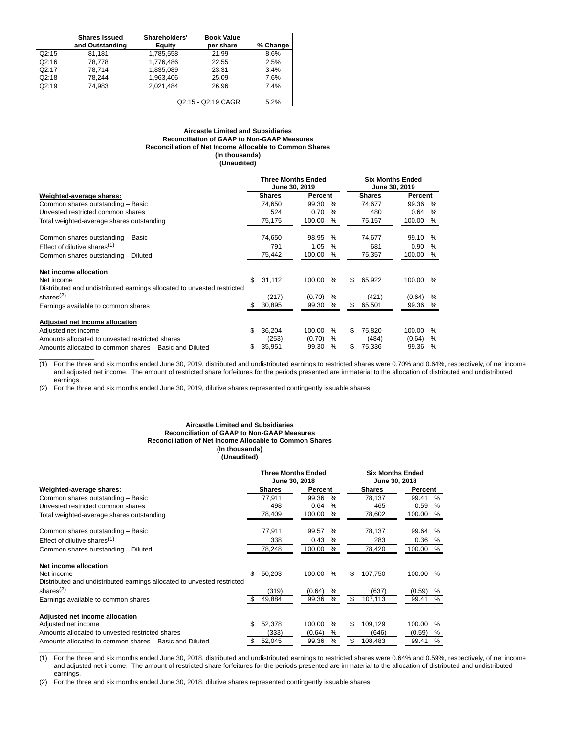| | Shares Issued and Outstanding | Shareholders' Equity | Book Value per share | % Change |
|---|---|---|---|---|
| Q2:15 | 81,181 | 1,785,558 | 21.99 | 8.6% |
| Q2:16 | 78,778 | 1,776,486 | 22.55 | 2.5% |
| Q2:17 | 78,714 | 1,835,089 | 23.31 | 3.4% |
| Q2:18 | 78,244 | 1,963,406 | 25.09 | 7.6% |
| Q2:19 | 74,983 | 2,021,484 | 26.96 | 7.4% |
| | | | Q2:15 - Q2:19 CAGR | 5.2% |

**Aircastle Limited and Subsidiaries**
**Reconciliation of GAAP to Non-GAAP Measures**
**Reconciliation of Net Income Allocable to Common Shares**
**(In thousands)**
**(Unaudited)**

| | Three Months Ended June 30, 2019 | | Six Months Ended June 30, 2019 | |
|---|---|---|---|---|
| **Weighted-average shares:** | **Shares** | **Percent** | **Shares** | **Percent** |
| Common shares outstanding – Basic | 74,650 | 99.30 % | 74,677 | 99.36 % |
| Unvested restricted common shares | 524 | 0.70 % | 480 | 0.64 % |
| Total weighted-average shares outstanding | 75,175 | 100.00 % | 75,157 | 100.00 % |
| | | | | |
| Common shares outstanding – Basic | 74,650 | 98.95 % | 74,677 | 99.10 % |
| Effect of dilutive shares(1) | 791 | 1.05 % | 681 | 0.90 % |
| Common shares outstanding – Diluted | 75,442 | 100.00 % | 75,357 | 100.00 % |
| | | | | |
| **Net income allocation** | | | | |
| Net income | $ 31,112 | 100.00 % | $ 65,922 | 100.00 % |
| Distributed and undistributed earnings allocated to unvested restricted shares(2) | (217) | (0.70) % | (421) | (0.64) % |
| Earnings available to common shares | $ 30,895 | 99.30 % | $ 65,501 | 99.36 % |
| | | | | |
| **Adjusted net income allocation** | | | | |
| Adjusted net income | $ 36,204 | 100.00 % | $ 75,820 | 100.00 % |
| Amounts allocated to unvested restricted shares | (253) | (0.70) % | (484) | (0.64) % |
| Amounts allocated to common shares – Basic and Diluted | $ 35,951 | 99.30 % | $ 75,336 | 99.36 % |

(1) For the three and six months ended June 30, 2019, distributed and undistributed earnings to restricted shares were 0.70% and 0.64%, respectively, of net income and adjusted net income. The amount of restricted share forfeitures for the periods presented are immaterial to the allocation of distributed and undistributed earnings.

(2) For the three and six months ended June 30, 2019, dilutive shares represented contingently issuable shares.

**Aircastle Limited and Subsidiaries**
**Reconciliation of GAAP to Non-GAAP Measures**
**Reconciliation of Net Income Allocable to Common Shares**
**(In thousands)**
**(Unaudited)**

| | Three Months Ended June 30, 2018 | | Six Months Ended June 30, 2018 | |
|---|---|---|---|---|
| **Weighted-average shares:** | **Shares** | **Percent** | **Shares** | **Percent** |
| Common shares outstanding – Basic | 77,911 | 99.36 % | 78,137 | 99.41 % |
| Unvested restricted common shares | 498 | 0.64 % | 465 | 0.59 % |
| Total weighted-average shares outstanding | 78,409 | 100.00 % | 78,602 | 100.00 % |
| | | | | |
| Common shares outstanding – Basic | 77,911 | 99.57 % | 78,137 | 99.64 % |
| Effect of dilutive shares(1) | 338 | 0.43 % | 283 | 0.36 % |
| Common shares outstanding – Diluted | 78,248 | 100.00 % | 78,420 | 100.00 % |
| | | | | |
| **Net income allocation** | | | | |
| Net income | $ 50,203 | 100.00 % | $ 107,750 | 100.00 % |
| Distributed and undistributed earnings allocated to unvested restricted shares(2) | (319) | (0.64) % | (637) | (0.59) % |
| Earnings available to common shares | $ 49,884 | 99.36 % | $ 107,113 | 99.41 % |
| | | | | |
| **Adjusted net income allocation** | | | | |
| Adjusted net income | $ 52,378 | 100.00 % | $ 109,129 | 100.00 % |
| Amounts allocated to unvested restricted shares | (333) | (0.64) % | (646) | (0.59) % |
| Amounts allocated to common shares – Basic and Diluted | $ 52,045 | 99.36 % | $ 108,483 | 99.41 % |

(1) For the three and six months ended June 30, 2018, distributed and undistributed earnings to restricted shares were 0.64% and 0.59%, respectively, of net income and adjusted net income. The amount of restricted share forfeitures for the periods presented are immaterial to the allocation of distributed and undistributed earnings.

(2) For the three and six months ended June 30, 2018, dilutive shares represented contingently issuable shares.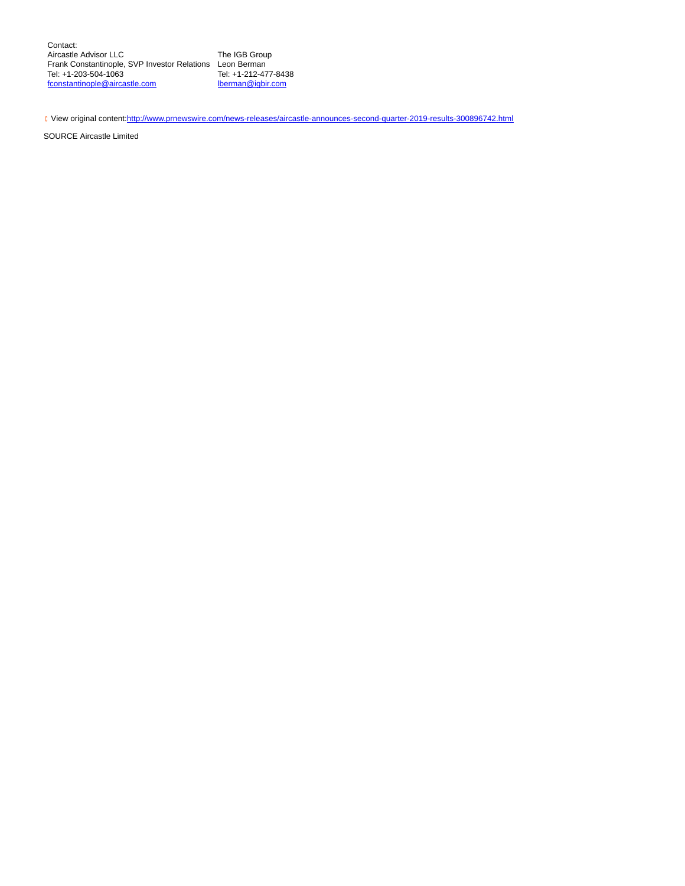Contact:

| | |
|---|---|
| Aircastle Advisor LLC | The IGB Group |
| Frank Constantinople, SVP Investor Relations | Leon Berman |
| Tel: +1-203-504-1063 | Tel: +1-212-477-8438 |
| fconstantinople@aircastle.com | lberman@igbir.com |

View original content:http://www.prnewswire.com/news-releases/aircastle-announces-second-quarter-2019-results-300896742.html

SOURCE Aircastle Limited